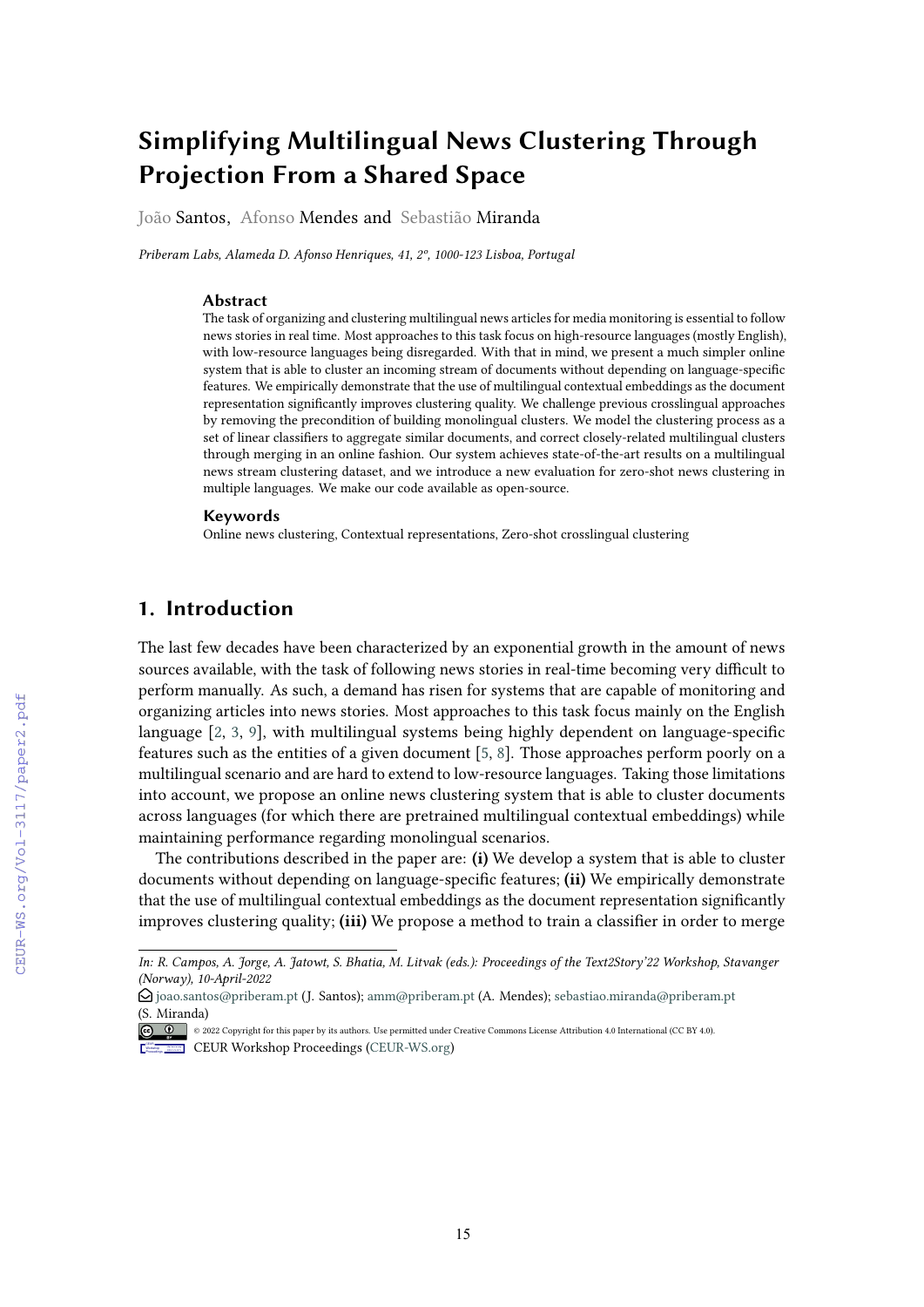# Simplifying Multilingual News Clustering Through Projection From a Shared Space

João Santos, Afonso Mendes and Sebastião Miranda

*Priberam Labs, Alameda D. Afonso Henriques, 41, 2º, 1000-123 Lisboa, Portugal*

### Abstract

The task of organizing and clustering multilingual news articles for media monitoring is essential to follow news stories in real time. Most approaches to this task focus on high-resource languages (mostly English), with low-resource languages being disregarded. With that in mind, we present a much simpler online system that is able to cluster an incoming stream of documents without depending on language-specific features. We empirically demonstrate that the use of multilingual contextual embeddings as the document representation significantly improves clustering quality. We challenge previous crosslingual approaches by removing the precondition of building monolingual clusters. We model the clustering process as a set of linear classifiers to aggregate similar documents, and correct closely-related multilingual clusters through merging in an online fashion. Our system achieves state-of-the-art results on a multilingual news stream clustering dataset, and we introduce a new evaluation for zero-shot news clustering in multiple languages. We make our code available as open-source.

### Keywords

Online news clustering, Contextual representations, Zero-shot crosslingual clustering

## 1. Introduction

The last few decades have been characterized by an exponential growth in the amount of news sources available, with the task of following news stories in real-time becoming very difficult to perform manually. As such, a demand has risen for systems that are capable of monitoring and organizing articles into news stories. Most approaches to this task focus mainly on the English language [2, 3, 9], with multilingual systems being highly dependent on language-specific features such as the entities of a given document [5, 8]. Those approaches perform poorly on a multilingual scenario and are hard to extend to low-resource languages. Taking those limitations into account, we propose an online news clustering system that is able to cluster documents across languages (for which there are pretrained multilingual contextual embeddings) while maintaining performance regarding monolingual scenarios.

The contributions described in the paper are: **(i)** We develop a system that is able to cluster documents without depending on language-specific features; **(ii)** We empirically demonstrate that the use of multilingual contextual embeddings as the document representation significantly improves clustering quality; **(iii)** We propose a method to train a classifier in order to merge

---

*In: R. Campos, A. Jorge, A. Jatowt, S. Bhatia, M. Litvak (eds.): Proceedings of the Text2Story'22 Workshop, Stavanger (Norway), 10-April-2022*

joao.santos@priberam.pt (J. Santos); amm@priberam.pt (A. Mendes); sebastiao.miranda@priberam.pt (S. Miranda)

© 2022 Copyright for this paper by its authors. Use permitted under Creative Commons License Attribution 4.0 International (CC BY 4.0).

CEUR Workshop Proceedings (CEUR-WS.org)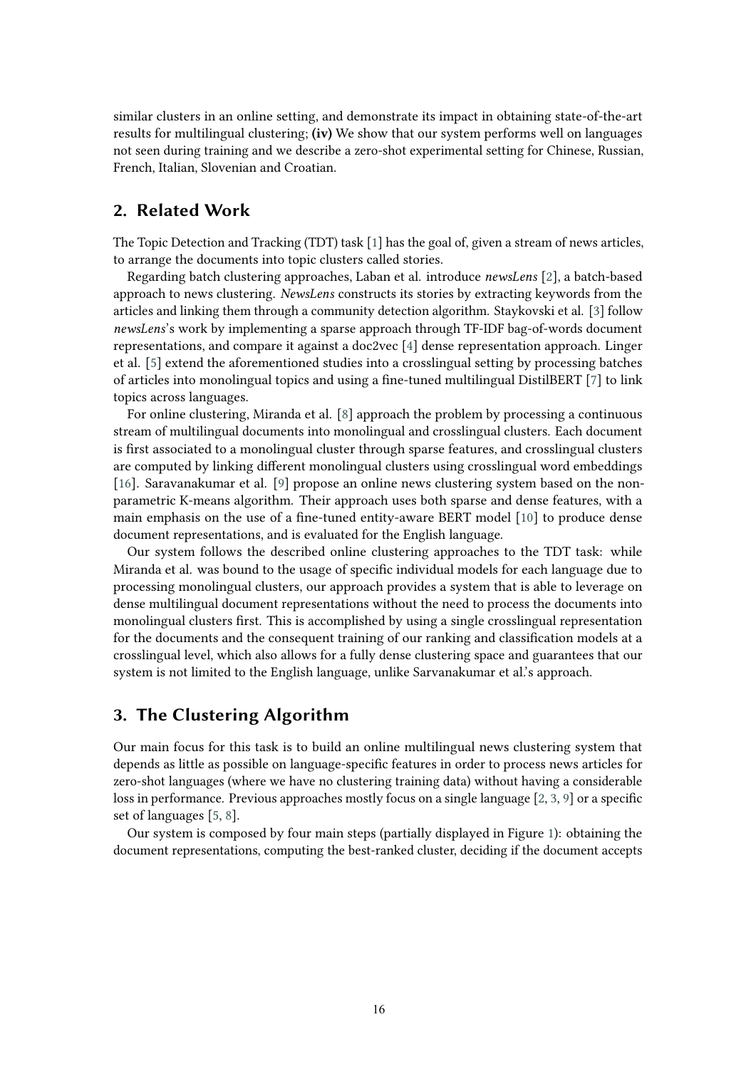similar clusters in an online setting, and demonstrate its impact in obtaining state-of-the-art results for multilingual clustering; **(iv)** We show that our system performs well on languages not seen during training and we describe a zero-shot experimental setting for Chinese, Russian, French, Italian, Slovenian and Croatian.

## 2. Related Work

The Topic Detection and Tracking (TDT) task [1] has the goal of, given a stream of news articles, to arrange the documents into topic clusters called stories.

Regarding batch clustering approaches, Laban et al. introduce *newsLens* [2], a batch-based approach to news clustering. *NewsLens* constructs its stories by extracting keywords from the articles and linking them through a community detection algorithm. Staykovski et al. [3] follow *newsLens*'s work by implementing a sparse approach through TF-IDF bag-of-words document representations, and compare it against a doc2vec [4] dense representation approach. Linger et al. [5] extend the aforementioned studies into a crosslingual setting by processing batches of articles into monolingual topics and using a fine-tuned multilingual DistilBERT [7] to link topics across languages.

For online clustering, Miranda et al. [8] approach the problem by processing a continuous stream of multilingual documents into monolingual and crosslingual clusters. Each document is first associated to a monolingual cluster through sparse features, and crosslingual clusters are computed by linking different monolingual clusters using crosslingual word embeddings [16]. Saravanakumar et al. [9] propose an online news clustering system based on the non-parametric K-means algorithm. Their approach uses both sparse and dense features, with a main emphasis on the use of a fine-tuned entity-aware BERT model [10] to produce dense document representations, and is evaluated for the English language.

Our system follows the described online clustering approaches to the TDT task: while Miranda et al. was bound to the usage of specific individual models for each language due to processing monolingual clusters, our approach provides a system that is able to leverage on dense multilingual document representations without the need to process the documents into monolingual clusters first. This is accomplished by using a single crosslingual representation for the documents and the consequent training of our ranking and classification models at a crosslingual level, which also allows for a fully dense clustering space and guarantees that our system is not limited to the English language, unlike Sarvanakumar et al.'s approach.

## 3. The Clustering Algorithm

Our main focus for this task is to build an online multilingual news clustering system that depends as little as possible on language-specific features in order to process news articles for zero-shot languages (where we have no clustering training data) without having a considerable loss in performance. Previous approaches mostly focus on a single language [2, 3, 9] or a specific set of languages [5, 8].

Our system is composed by four main steps (partially displayed in Figure 1): obtaining the document representations, computing the best-ranked cluster, deciding if the document accepts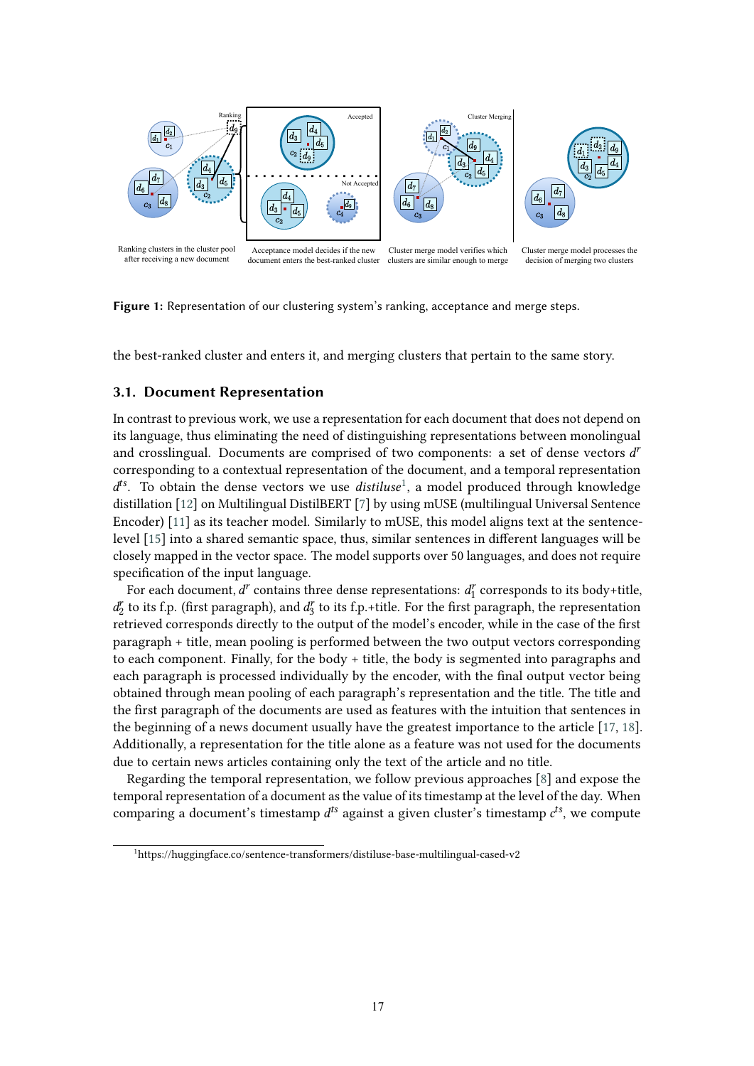Ranking

Accepted

Not Accepted

Cluster Merging

Ranking clusters in the cluster pool after receiving a new document

Acceptance model decides if the new document enters the best-ranked cluster

Cluster merge model verifies which clusters are similar enough to merge

Cluster merge model processes the decision of merging two clusters

**Figure 1:** Representation of our clustering system's ranking, acceptance and merge steps.

the best-ranked cluster and enters it, and merging clusters that pertain to the same story.

## 3.1. Document Representation

In contrast to previous work, we use a representation for each document that does not depend on its language, thus eliminating the need of distinguishing representations between monolingual and crosslingual. Documents are comprised of two components: a set of dense vectors $d^r$ corresponding to a contextual representation of the document, and a temporal representation $d^{ts}$. To obtain the dense vectors we use *distiluse*[1], a model produced through knowledge distillation [12] on Multilingual DistilBERT [7] by using mUSE (multilingual Universal Sentence Encoder) [11] as its teacher model. Similarly to mUSE, this model aligns text at the sentence-level [15] into a shared semantic space, thus, similar sentences in different languages will be closely mapped in the vector space. The model supports over 50 languages, and does not require specification of the input language.

For each document, $d^r$ contains three dense representations: $d^r_1$ corresponds to its body+title, $d^r_2$ to its f.p. (first paragraph), and $d^r_3$ to its f.p.+title. For the first paragraph, the representation retrieved corresponds directly to the output of the model's encoder, while in the case of the first paragraph + title, mean pooling is performed between the two output vectors corresponding to each component. Finally, for the body + title, the body is segmented into paragraphs and each paragraph is processed individually by the encoder, with the final output vector being obtained through mean pooling of each paragraph's representation and the title. The title and the first paragraph of the documents are used as features with the intuition that sentences in the beginning of a news document usually have the greatest importance to the article [17, 18]. Additionally, a representation for the title alone as a feature was not used for the documents due to certain news articles containing only the text of the article and no title.

Regarding the temporal representation, we follow previous approaches [8] and expose the temporal representation of a document as the value of its timestamp at the level of the day. When comparing a document's timestamp $d^{ts}$ against a given cluster's timestamp $c^{ts}$, we compute

[1] https://huggingface.co/sentence-transformers/distiluse-base-multilingual-cased-v2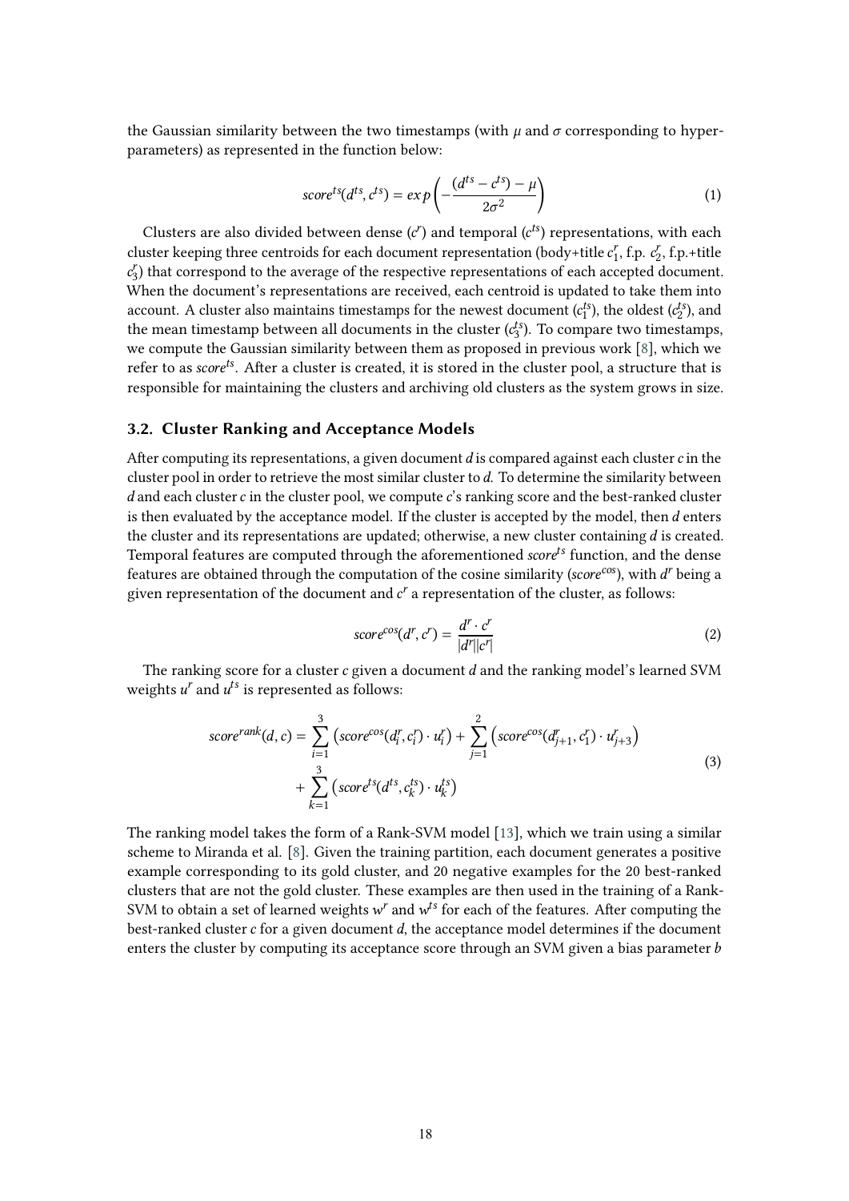the Gaussian similarity between the two timestamps (with $\mu$ and $\sigma$ corresponding to hyper-parameters) as represented in the function below:

$$score^{ts}(d^{ts}, c^{ts}) = exp\left(-\frac{(d^{ts} - c^{ts}) - \mu}{2\sigma^2}\right) \tag{1}$$

Clusters are also divided between dense ($c^r$) and temporal ($c^{ts}$) representations, with each cluster keeping three centroids for each document representation (body+title $c_1^r$, f.p. $c_2^r$, f.p.+title $c_3^r$) that correspond to the average of the respective representations of each accepted document. When the document's representations are received, each centroid is updated to take them into account. A cluster also maintains timestamps for the newest document ($c_1^{ts}$), the oldest ($c_2^{ts}$), and the mean timestamp between all documents in the cluster ($c_3^{ts}$). To compare two timestamps, we compute the Gaussian similarity between them as proposed in previous work [8], which we refer to as $score^{ts}$. After a cluster is created, it is stored in the cluster pool, a structure that is responsible for maintaining the clusters and archiving old clusters as the system grows in size.

### 3.2. Cluster Ranking and Acceptance Models

After computing its representations, a given document $d$ is compared against each cluster $c$ in the cluster pool in order to retrieve the most similar cluster to $d$. To determine the similarity between $d$ and each cluster $c$ in the cluster pool, we compute $c$'s ranking score and the best-ranked cluster is then evaluated by the acceptance model. If the cluster is accepted by the model, then $d$ enters the cluster and its representations are updated; otherwise, a new cluster containing $d$ is created. Temporal features are computed through the aforementioned $score^{ts}$ function, and the dense features are obtained through the computation of the cosine similarity ($score^{cos}$), with $d^r$ being a given representation of the document and $c^r$ a representation of the cluster, as follows:

$$score^{cos}(d^r, c^r) = \frac{d^r \cdot c^r}{|d^r||c^r|} \tag{2}$$

The ranking score for a cluster $c$ given a document $d$ and the ranking model's learned SVM weights $u^r$ and $u^{ts}$ is represented as follows:

$$\begin{aligned} score^{rank}(d, c) = &\sum_{i=1}^{3} \left(score^{cos}(d_i^r, c_i^r) \cdot u_i^r\right) + \sum_{j=1}^{2} \left(score^{cos}(d_{j+1}^r, c_1^r) \cdot u_{j+3}^r\right) \\ &+ \sum_{k=1}^{3} \left(score^{ts}(d^{ts}, c_k^{ts}) \cdot u_k^{ts}\right) \end{aligned} \tag{3}$$

The ranking model takes the form of a Rank-SVM model [13], which we train using a similar scheme to Miranda et al. [8]. Given the training partition, each document generates a positive example corresponding to its gold cluster, and 20 negative examples for the 20 best-ranked clusters that are not the gold cluster. These examples are then used in the training of a Rank-SVM to obtain a set of learned weights $w^r$ and $w^{ts}$ for each of the features. After computing the best-ranked cluster $c$ for a given document $d$, the acceptance model determines if the document enters the cluster by computing its acceptance score through an SVM given a bias parameter $b$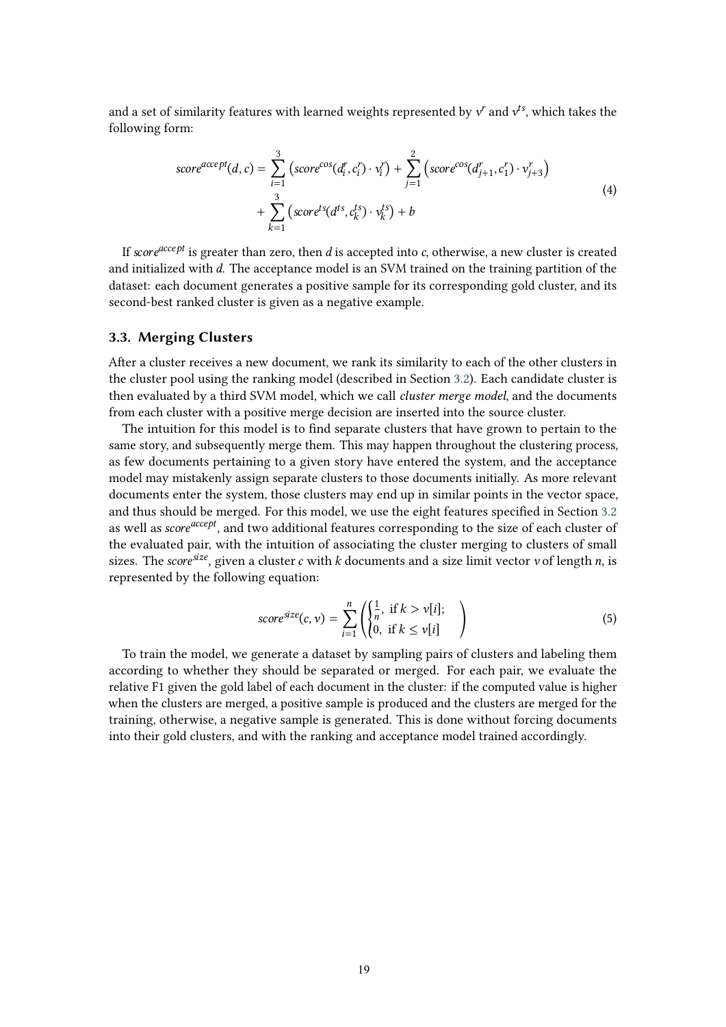and a set of similarity features with learned weights represented by $v^r$ and $v^{ts}$, which takes the following form:

$$
\begin{aligned}
score^{accept}(d, c) = \sum_{i=1}^{3} \left( score^{cos}(d_i^r, c_i^r) \cdot v_i^r \right) + \sum_{j=1}^{2} \left( score^{cos}(d_{j+1}^r, c_1^r) \cdot v_{j+3}^r \right) \\
+ \sum_{k=1}^{3} \left( score^{ts}(d^{ts}, c_k^{ts}) \cdot v_k^{ts} \right) + b
\end{aligned}
\tag{4}
$$

If $score^{accept}$ is greater than zero, then $d$ is accepted into $c$, otherwise, a new cluster is created and initialized with $d$. The acceptance model is an SVM trained on the training partition of the dataset: each document generates a positive sample for its corresponding gold cluster, and its second-best ranked cluster is given as a negative example.

### 3.3. Merging Clusters

After a cluster receives a new document, we rank its similarity to each of the other clusters in the cluster pool using the ranking model (described in Section 3.2). Each candidate cluster is then evaluated by a third SVM model, which we call *cluster merge model*, and the documents from each cluster with a positive merge decision are inserted into the source cluster.

The intuition for this model is to find separate clusters that have grown to pertain to the same story, and subsequently merge them. This may happen throughout the clustering process, as few documents pertaining to a given story have entered the system, and the acceptance model may mistakenly assign separate clusters to those documents initially. As more relevant documents enter the system, those clusters may end up in similar points in the vector space, and thus should be merged. For this model, we use the eight features specified in Section 3.2 as well as $score^{accept}$, and two additional features corresponding to the size of each cluster of the evaluated pair, with the intuition of associating the cluster merging to clusters of small sizes. The $score^{size}$, given a cluster $c$ with $k$ documents and a size limit vector $v$ of length $n$, is represented by the following equation:

$$
score^{size}(c, v) = \sum_{i=1}^{n} \left( \begin{cases} \frac{1}{n}, & \text{if } k > v[i]; \\ 0, & \text{if } k \leq v[i] \end{cases} \right) \tag{5}
$$

To train the model, we generate a dataset by sampling pairs of clusters and labeling them according to whether they should be separated or merged. For each pair, we evaluate the relative F1 given the gold label of each document in the cluster: if the computed value is higher when the clusters are merged, a positive sample is produced and the clusters are merged for the training, otherwise, a negative sample is generated. This is done without forcing documents into their gold clusters, and with the ranking and acceptance model trained accordingly.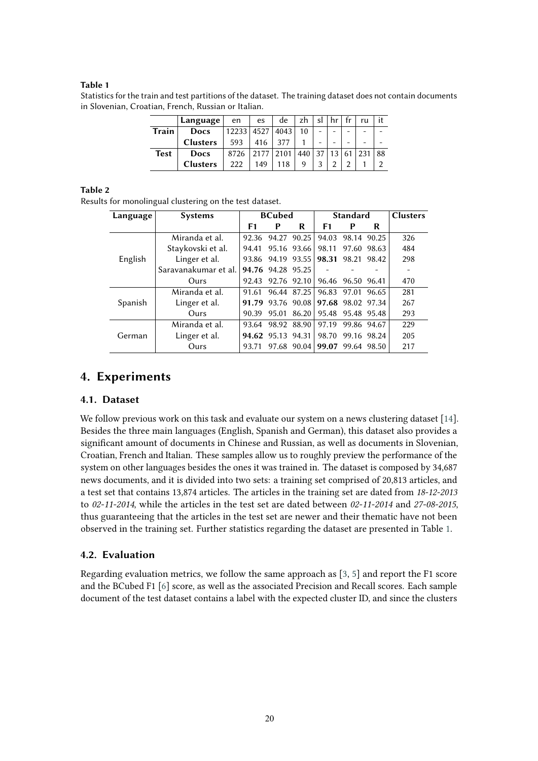**Table 1**

Statistics for the train and test partitions of the dataset. The training dataset does not contain documents in Slovenian, Croatian, French, Russian or Italian.

| | Language | en | es | de | zh | sl | hr | fr | ru | it |
|---|---|---|---|---|---|---|---|---|---|---|
| **Train** | **Docs** | 12233 | 4527 | 4043 | 10 | - | - | - | - | - |
| | **Clusters** | 593 | 416 | 377 | 1 | - | - | - | - | - |
| **Test** | **Docs** | 8726 | 2177 | 2101 | 440 | 37 | 13 | 61 | 231 | 88 |
| | **Clusters** | 222 | 149 | 118 | 9 | 3 | 2 | 2 | 1 | 2 |

**Table 2**

Results for monolingual clustering on the test dataset.

| Language | Systems | BCubed | | | Standard | | | Clusters |
|---|---|---|---|---|---|---|---|---|
| | | F1 | P | R | F1 | P | R | |
| English | Miranda et al. | 92.36 | 94.27 | 90.25 | 94.03 | 98.14 | 90.25 | 326 |
| | Staykovski et al. | 94.41 | 95.16 | 93.66 | 98.11 | 97.60 | 98.63 | 484 |
| | Linger et al. | 93.86 | 94.19 | 93.55 | **98.31** | 98.21 | 98.42 | 298 |
| | Saravanakumar et al. | **94.76** | 94.28 | 95.25 | - | - | - | - |
| | Ours | 92.43 | 92.76 | 92.10 | 96.46 | 96.50 | 96.41 | 470 |
| Spanish | Miranda et al. | 91.61 | 96.44 | 87.25 | 96.83 | 97.01 | 96.65 | 281 |
| | Linger et al. | **91.79** | 93.76 | 90.08 | **97.68** | 98.02 | 97.34 | 267 |
| | Ours | 90.39 | 95.01 | 86.20 | 95.48 | 95.48 | 95.48 | 293 |
| German | Miranda et al. | 93.64 | 98.92 | 88.90 | 97.19 | 99.86 | 94.67 | 229 |
| | Linger et al. | **94.62** | 95.13 | 94.31 | 98.70 | 99.16 | 98.24 | 205 |
| | Ours | 93.71 | 97.68 | 90.04 | **99.07** | 99.64 | 98.50 | 217 |

## 4. Experiments

### 4.1. Dataset

We follow previous work on this task and evaluate our system on a news clustering dataset [14]. Besides the three main languages (English, Spanish and German), this dataset also provides a significant amount of documents in Chinese and Russian, as well as documents in Slovenian, Croatian, French and Italian. These samples allow us to roughly preview the performance of the system on other languages besides the ones it was trained in. The dataset is composed by 34,687 news documents, and it is divided into two sets: a training set comprised of 20,813 articles, and a test set that contains 13,874 articles. The articles in the training set are dated from *18-12-2013* to *02-11-2014*, while the articles in the test set are dated between *02-11-2014* and *27-08-2015*, thus guaranteeing that the articles in the test set are newer and their thematic have not been observed in the training set. Further statistics regarding the dataset are presented in Table 1.

### 4.2. Evaluation

Regarding evaluation metrics, we follow the same approach as [3, 5] and report the F1 score and the BCubed F1 [6] score, as well as the associated Precision and Recall scores. Each sample document of the test dataset contains a label with the expected cluster ID, and since the clusters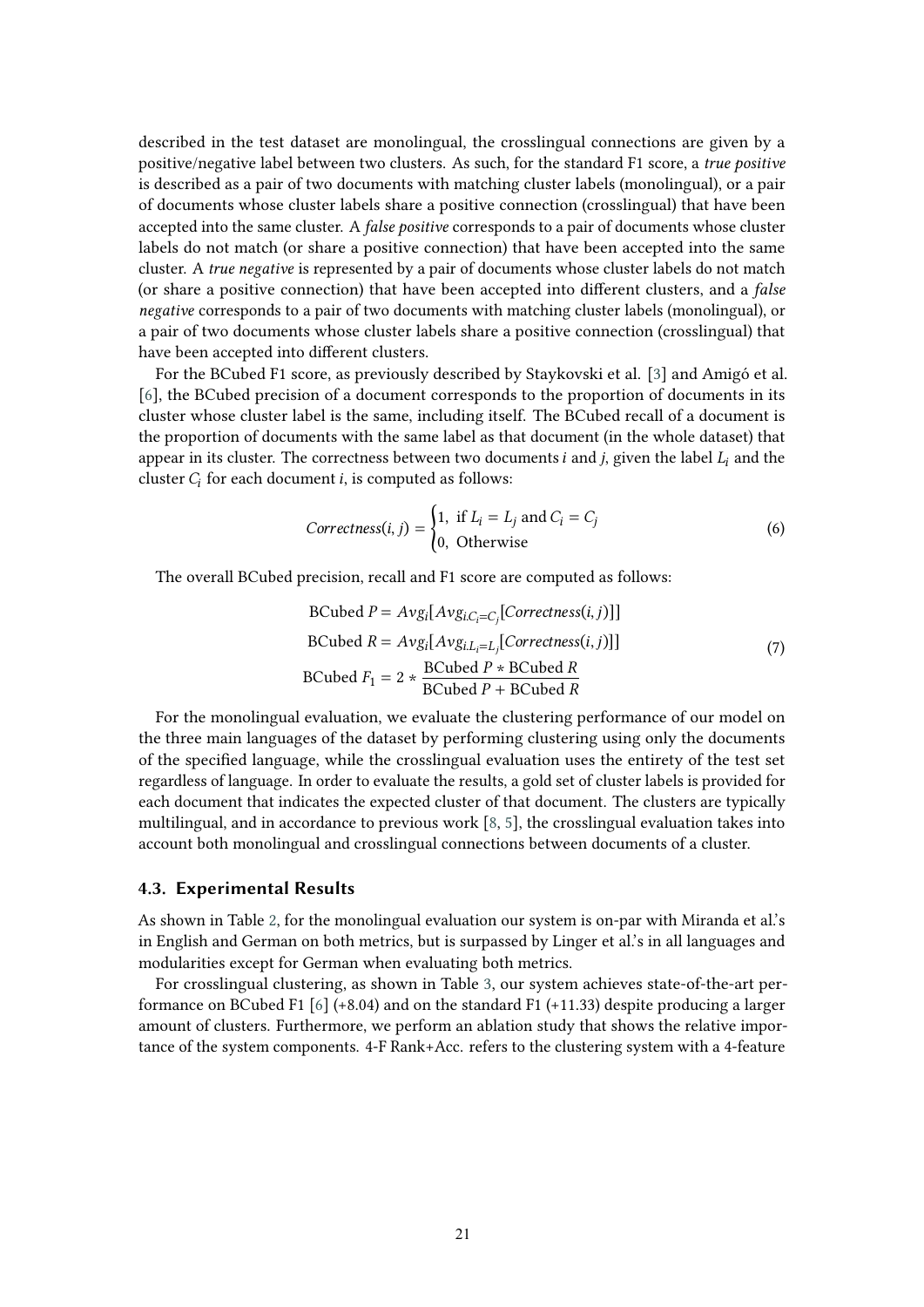described in the test dataset are monolingual, the crosslingual connections are given by a positive/negative label between two clusters. As such, for the standard F1 score, a *true positive* is described as a pair of two documents with matching cluster labels (monolingual), or a pair of documents whose cluster labels share a positive connection (crosslingual) that have been accepted into the same cluster. A *false positive* corresponds to a pair of documents whose cluster labels do not match (or share a positive connection) that have been accepted into the same cluster. A *true negative* is represented by a pair of documents whose cluster labels do not match (or share a positive connection) that have been accepted into different clusters, and a *false negative* corresponds to a pair of two documents with matching cluster labels (monolingual), or a pair of two documents whose cluster labels share a positive connection (crosslingual) that have been accepted into different clusters.

For the BCubed F1 score, as previously described by Staykovski et al. [3] and Amigó et al. [6], the BCubed precision of a document corresponds to the proportion of documents in its cluster whose cluster label is the same, including itself. The BCubed recall of a document is the proportion of documents with the same label as that document (in the whole dataset) that appear in its cluster. The correctness between two documents $i$ and $j$, given the label $L_i$ and the cluster $C_i$ for each document $i$, is computed as follows:

$$Correctness(i, j) = \begin{cases} 1, & \text{if } L_i = L_j \text{ and } C_i = C_j \\ 0, & \text{Otherwise} \end{cases} \tag{6}$$

The overall BCubed precision, recall and F1 score are computed as follows:

$$\begin{aligned} \text{BCubed } P &= Avg_i[Avg_{j.C_i=C_j}[Correctness(i, j)]] \\ \text{BCubed } R &= Avg_i[Avg_{j.L_i=L_j}[Correctness(i, j)]] \\ \text{BCubed } F_1 &= 2 * \frac{\text{BCubed } P * \text{BCubed } R}{\text{BCubed } P + \text{BCubed } R} \end{aligned} \tag{7}$$

For the monolingual evaluation, we evaluate the clustering performance of our model on the three main languages of the dataset by performing clustering using only the documents of the specified language, while the crosslingual evaluation uses the entirety of the test set regardless of language. In order to evaluate the results, a gold set of cluster labels is provided for each document that indicates the expected cluster of that document. The clusters are typically multilingual, and in accordance to previous work [8, 5], the crosslingual evaluation takes into account both monolingual and crosslingual connections between documents of a cluster.

### 4.3. Experimental Results

As shown in Table 2, for the monolingual evaluation our system is on-par with Miranda et al.'s in English and German on both metrics, but is surpassed by Linger et al.'s in all languages and modularities except for German when evaluating both metrics.

For crosslingual clustering, as shown in Table 3, our system achieves state-of-the-art performance on BCubed F1 [6] (+8.04) and on the standard F1 (+11.33) despite producing a larger amount of clusters. Furthermore, we perform an ablation study that shows the relative importance of the system components. 4-F Rank+Acc. refers to the clustering system with a 4-feature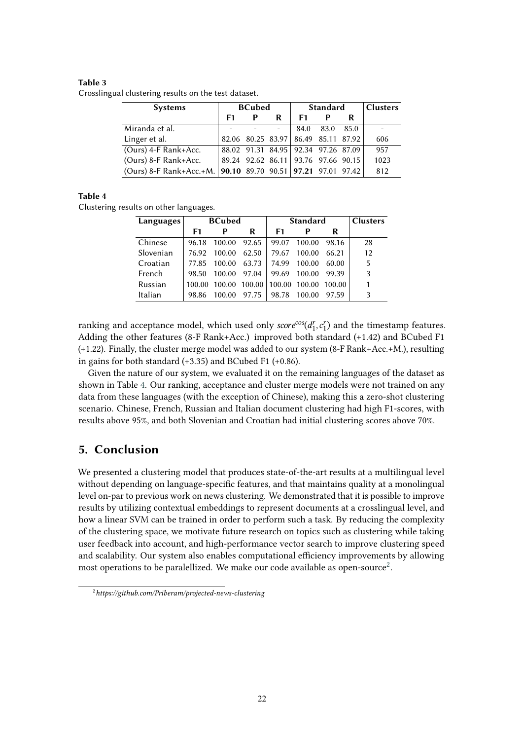**Table 3**
Crosslingual clustering results on the test dataset.

| Systems | BCubed | | | Standard | | | Clusters |
|---|---|---|---|---|---|---|---|
| | F1 | P | R | F1 | P | R | |
| Miranda et al. | - | - | - | 84.0 | 83.0 | 85.0 | - |
| Linger et al. | 82.06 | 80.25 | 83.97 | 86.49 | 85.11 | 87.92 | 606 |
| (Ours) 4-F Rank+Acc. | 88.02 | 91.31 | 84.95 | 92.34 | 97.26 | 87.09 | 957 |
| (Ours) 8-F Rank+Acc. | 89.24 | 92.62 | 86.11 | 93.76 | 97.66 | 90.15 | 1023 |
| (Ours) 8-F Rank+Acc.+M. | **90.10** | 89.70 | 90.51 | **97.21** | 97.01 | 97.42 | 812 |

**Table 4**
Clustering results on other languages.

| Languages | BCubed | | | Standard | | | Clusters |
|---|---|---|---|---|---|---|---|
| | F1 | P | R | F1 | P | R | |
| Chinese | 96.18 | 100.00 | 92.65 | 99.07 | 100.00 | 98.16 | 28 |
| Slovenian | 76.92 | 100.00 | 62.50 | 79.67 | 100.00 | 66.21 | 12 |
| Croatian | 77.85 | 100.00 | 63.73 | 74.99 | 100.00 | 60.00 | 5 |
| French | 98.50 | 100.00 | 97.04 | 99.69 | 100.00 | 99.39 | 3 |
| Russian | 100.00 | 100.00 | 100.00 | 100.00 | 100.00 | 100.00 | 1 |
| Italian | 98.86 | 100.00 | 97.75 | 98.78 | 100.00 | 97.59 | 3 |

ranking and acceptance model, which used only $score^{cos}(d_1^r, c_1^r)$ and the timestamp features. Adding the other features (8-F Rank+Acc.) improved both standard (+1.42) and BCubed F1 (+1.22). Finally, the cluster merge model was added to our system (8-F Rank+Acc.+M.), resulting in gains for both standard (+3.35) and BCubed F1 (+0.86).

Given the nature of our system, we evaluated it on the remaining languages of the dataset as shown in Table 4. Our ranking, acceptance and cluster merge models were not trained on any data from these languages (with the exception of Chinese), making this a zero-shot clustering scenario. Chinese, French, Russian and Italian document clustering had high F1-scores, with results above 95%, and both Slovenian and Croatian had initial clustering scores above 70%.

## 5. Conclusion

We presented a clustering model that produces state-of-the-art results at a multilingual level without depending on language-specific features, and that maintains quality at a monolingual level on-par to previous work on news clustering. We demonstrated that it is possible to improve results by utilizing contextual embeddings to represent documents at a crosslingual level, and how a linear SVM can be trained in order to perform such a task. By reducing the complexity of the clustering space, we motivate future research on topics such as clustering while taking user feedback into account, and high-performance vector search to improve clustering speed and scalability. Our system also enables computational efficiency improvements by allowing most operations to be paralellized. We make our code available as open-source[2].

[2] *https://github.com/Priberam/projected-news-clustering*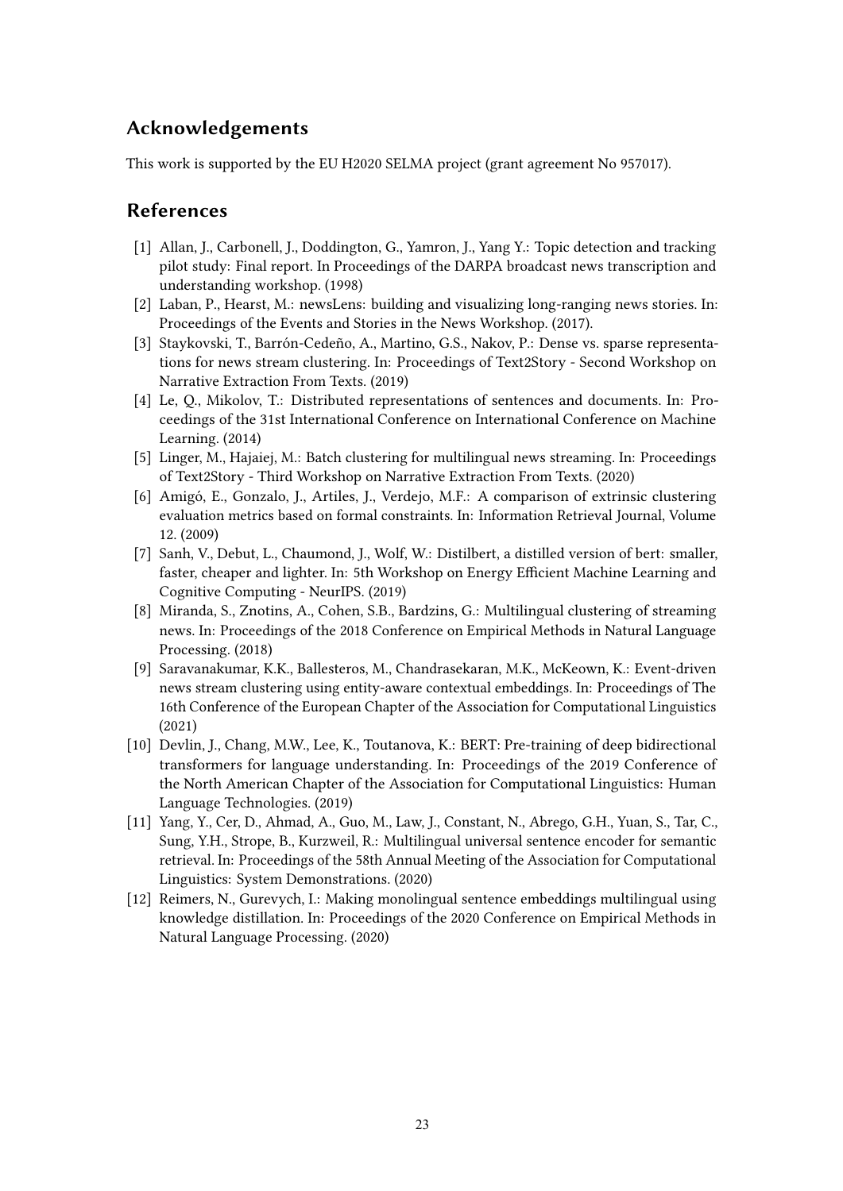## Acknowledgements

This work is supported by the EU H2020 SELMA project (grant agreement No 957017).

## References

[1] Allan, J., Carbonell, J., Doddington, G., Yamron, J., Yang Y.: Topic detection and tracking pilot study: Final report. In Proceedings of the DARPA broadcast news transcription and understanding workshop. (1998)

[2] Laban, P., Hearst, M.: newsLens: building and visualizing long-ranging news stories. In: Proceedings of the Events and Stories in the News Workshop. (2017).

[3] Staykovski, T., Barrón-Cedeño, A., Martino, G.S., Nakov, P.: Dense vs. sparse representations for news stream clustering. In: Proceedings of Text2Story - Second Workshop on Narrative Extraction From Texts. (2019)

[4] Le, Q., Mikolov, T.: Distributed representations of sentences and documents. In: Proceedings of the 31st International Conference on International Conference on Machine Learning. (2014)

[5] Linger, M., Hajaiej, M.: Batch clustering for multilingual news streaming. In: Proceedings of Text2Story - Third Workshop on Narrative Extraction From Texts. (2020)

[6] Amigó, E., Gonzalo, J., Artiles, J., Verdejo, M.F.: A comparison of extrinsic clustering evaluation metrics based on formal constraints. In: Information Retrieval Journal, Volume 12. (2009)

[7] Sanh, V., Debut, L., Chaumond, J., Wolf, W.: Distilbert, a distilled version of bert: smaller, faster, cheaper and lighter. In: 5th Workshop on Energy Efficient Machine Learning and Cognitive Computing - NeurIPS. (2019)

[8] Miranda, S., Znotins, A., Cohen, S.B., Bardzins, G.: Multilingual clustering of streaming news. In: Proceedings of the 2018 Conference on Empirical Methods in Natural Language Processing. (2018)

[9] Saravanakumar, K.K., Ballesteros, M., Chandrasekaran, M.K., McKeown, K.: Event-driven news stream clustering using entity-aware contextual embeddings. In: Proceedings of The 16th Conference of the European Chapter of the Association for Computational Linguistics (2021)

[10] Devlin, J., Chang, M.W., Lee, K., Toutanova, K.: BERT: Pre-training of deep bidirectional transformers for language understanding. In: Proceedings of the 2019 Conference of the North American Chapter of the Association for Computational Linguistics: Human Language Technologies. (2019)

[11] Yang, Y., Cer, D., Ahmad, A., Guo, M., Law, J., Constant, N., Abrego, G.H., Yuan, S., Tar, C., Sung, Y.H., Strope, B., Kurzweil, R.: Multilingual universal sentence encoder for semantic retrieval. In: Proceedings of the 58th Annual Meeting of the Association for Computational Linguistics: System Demonstrations. (2020)

[12] Reimers, N., Gurevych, I.: Making monolingual sentence embeddings multilingual using knowledge distillation. In: Proceedings of the 2020 Conference on Empirical Methods in Natural Language Processing. (2020)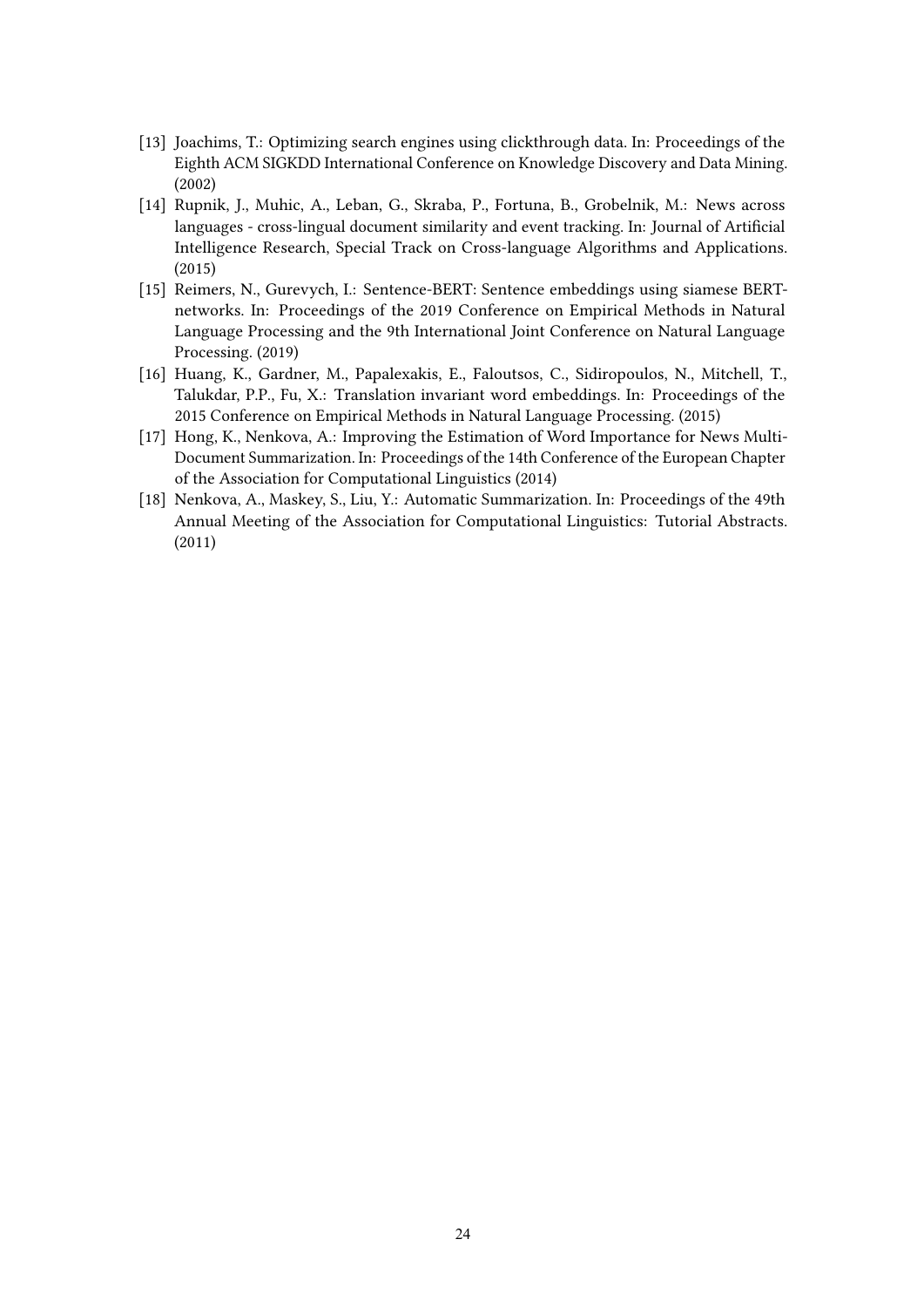[13] Joachims, T.: Optimizing search engines using clickthrough data. In: Proceedings of the Eighth ACM SIGKDD International Conference on Knowledge Discovery and Data Mining. (2002)

[14] Rupnik, J., Muhic, A., Leban, G., Skraba, P., Fortuna, B., Grobelnik, M.: News across languages - cross-lingual document similarity and event tracking. In: Journal of Artificial Intelligence Research, Special Track on Cross-language Algorithms and Applications. (2015)

[15] Reimers, N., Gurevych, I.: Sentence-BERT: Sentence embeddings using siamese BERT-networks. In: Proceedings of the 2019 Conference on Empirical Methods in Natural Language Processing and the 9th International Joint Conference on Natural Language Processing. (2019)

[16] Huang, K., Gardner, M., Papalexakis, E., Faloutsos, C., Sidiropoulos, N., Mitchell, T., Talukdar, P.P., Fu, X.: Translation invariant word embeddings. In: Proceedings of the 2015 Conference on Empirical Methods in Natural Language Processing. (2015)

[17] Hong, K., Nenkova, A.: Improving the Estimation of Word Importance for News Multi-Document Summarization. In: Proceedings of the 14th Conference of the European Chapter of the Association for Computational Linguistics (2014)

[18] Nenkova, A., Maskey, S., Liu, Y.: Automatic Summarization. In: Proceedings of the 49th Annual Meeting of the Association for Computational Linguistics: Tutorial Abstracts. (2011)